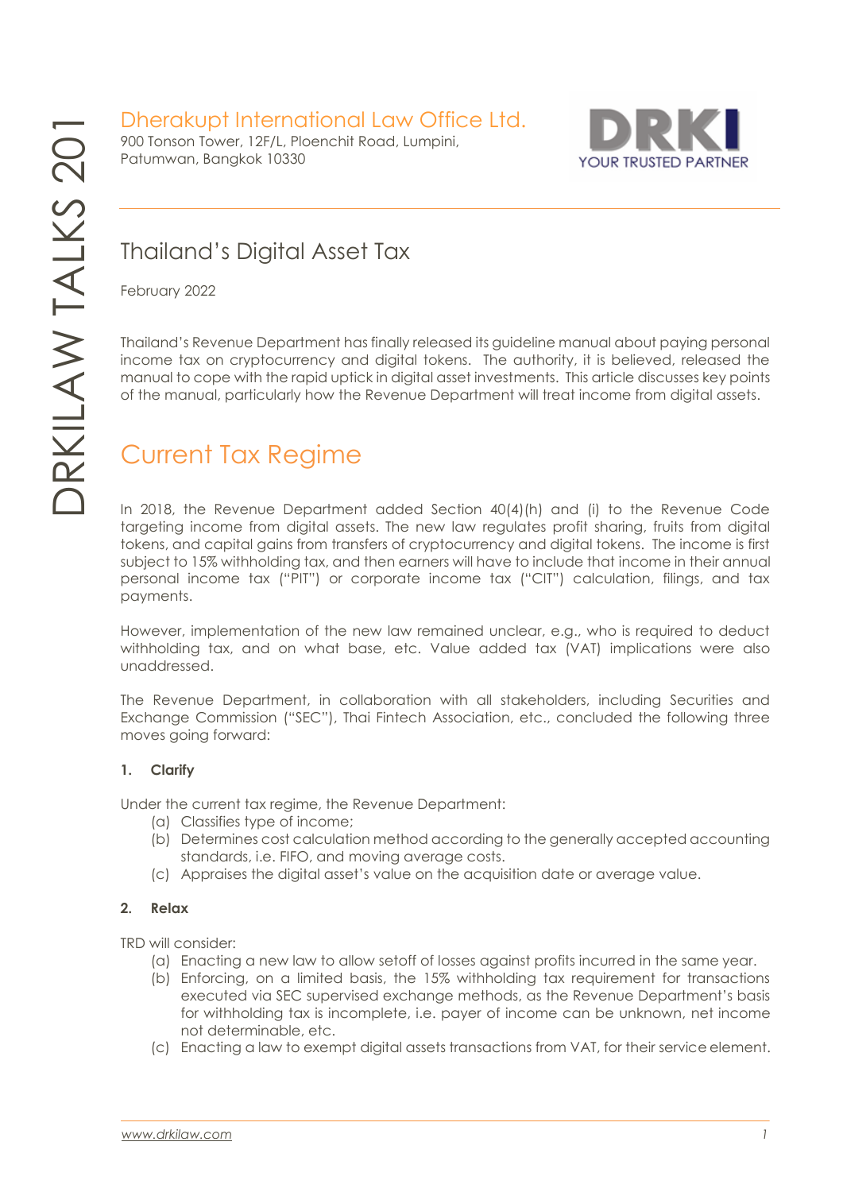Dherakupt International Law Office Ltd.
900 Tonson Tower, 12F/L, Ploenchit Road, Lumpini,
Patumwan, Bangkok 10330

# Thailand's Digital Asset Tax

February 2022

Thailand's Revenue Department has finally released its guideline manual about paying personal income tax on cryptocurrency and digital tokens. The authority, it is believed, released the manual to cope with the rapid uptick in digital asset investments. This article discusses key points of the manual, particularly how the Revenue Department will treat income from digital assets.

## Current Tax Regime

In 2018, the Revenue Department added Section 40(4)(h) and (i) to the Revenue Code targeting income from digital assets. The new law regulates profit sharing, fruits from digital tokens, and capital gains from transfers of cryptocurrency and digital tokens. The income is first subject to 15% withholding tax, and then earners will have to include that income in their annual personal income tax ("PIT") or corporate income tax ("CIT") calculation, filings, and tax payments.

However, implementation of the new law remained unclear, e.g., who is required to deduct withholding tax, and on what base, etc. Value added tax (VAT) implications were also unaddressed.

The Revenue Department, in collaboration with all stakeholders, including Securities and Exchange Commission ("SEC"), Thai Fintech Association, etc., concluded the following three moves going forward:

**1. Clarify**

Under the current tax regime, the Revenue Department:

- (a) Classifies type of income;
- (b) Determines cost calculation method according to the generally accepted accounting standards, i.e. FIFO, and moving average costs.
- (c) Appraises the digital asset's value on the acquisition date or average value.

**2. Relax**

TRD will consider:

- (a) Enacting a new law to allow setoff of losses against profits incurred in the same year.
- (b) Enforcing, on a limited basis, the 15% withholding tax requirement for transactions executed via SEC supervised exchange methods, as the Revenue Department's basis for withholding tax is incomplete, i.e. payer of income can be unknown, net income not determinable, etc.
- (c) Enacting a law to exempt digital assets transactions from VAT, for their service element.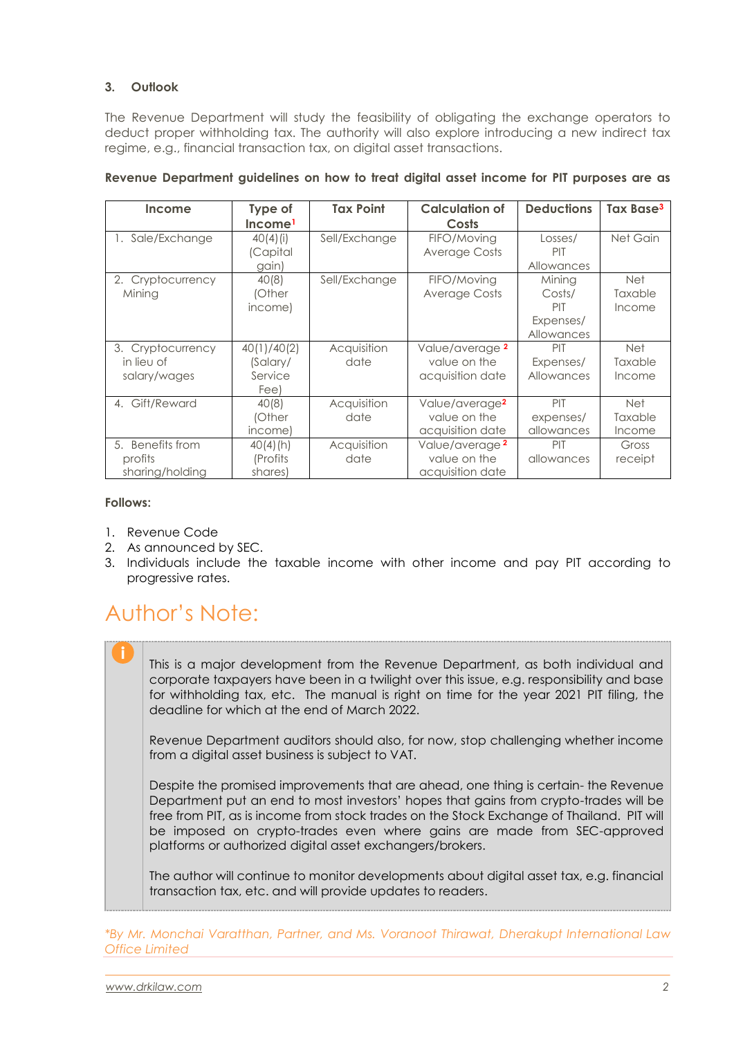### 3. Outlook

The Revenue Department will study the feasibility of obligating the exchange operators to deduct proper withholding tax. The authority will also explore introducing a new indirect tax regime, e.g., financial transaction tax, on digital asset transactions.

**Revenue Department guidelines on how to treat digital asset income for PIT purposes are as**

| Income | Type of Income[1] | Tax Point | Calculation of Costs | Deductions | Tax Base[3] |
|---|---|---|---|---|---|
| 1. Sale/Exchange | 40(4)(i) (Capital gain) | Sell/Exchange | FIFO/Moving Average Costs | Losses/ PIT Allowances | Net Gain |
| 2. Cryptocurrency Mining | 40(8) (Other income) | Sell/Exchange | FIFO/Moving Average Costs | Mining Costs/ PIT Expenses/ Allowances | Net Taxable Income |
| 3. Cryptocurrency in lieu of salary/wages | 40(1)/40(2) (Salary/ Service Fee) | Acquisition date | Value/average [2] value on the acquisition date | PIT Expenses/ Allowances | Net Taxable Income |
| 4. Gift/Reward | 40(8) (Other income) | Acquisition date | Value/average[2] value on the acquisition date | PIT expenses/ allowances | Net Taxable Income |
| 5. Benefits from profits sharing/holding | 40(4)(h) (Profits sharing shares) | Acquisition date | Value/average [2] value on the acquisition date | PIT allowances | Gross receipt |

**Follows:**

1. Revenue Code
2. As announced by SEC.
3. Individuals include the taxable income with other income and pay PIT according to progressive rates.

## Author's Note:

This is a major development from the Revenue Department, as both individual and corporate taxpayers have been in a twilight over this issue, e.g. responsibility and base for withholding tax, etc. The manual is right on time for the year 2021 PIT filing, the deadline for which at the end of March 2022.

Revenue Department auditors should also, for now, stop challenging whether income from a digital asset business is subject to VAT.

Despite the promised improvements that are ahead, one thing is certain- the Revenue Department put an end to most investors' hopes that gains from crypto-trades will be free from PIT, as is income from stock trades on the Stock Exchange of Thailand. PIT will be imposed on crypto-trades even where gains are made from SEC-approved platforms or authorized digital asset exchangers/brokers.

The author will continue to monitor developments about digital asset tax, e.g. financial transaction tax, etc. and will provide updates to readers.

*\*By Mr. Monchai Varatthan, Partner, and Ms. Voranoot Thirawat, Dherakupt International Law Office Limited*